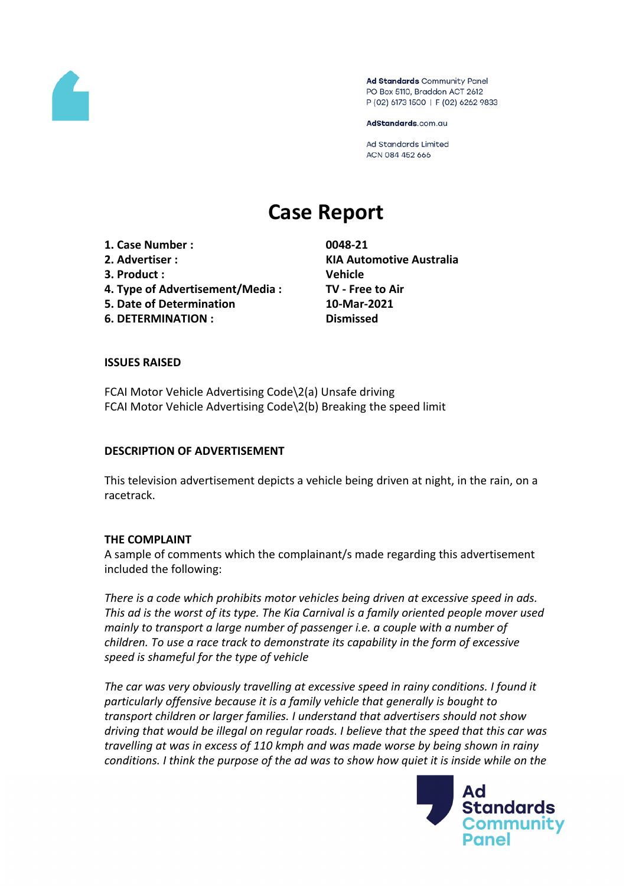Ad Standards Community Panel
PO Box 5110, Braddon ACT 2612
P (02) 6173 1500 | F (02) 6262 9833

AdStandards.com.au

Ad Standards Limited
ACN 084 452 666

# Case Report

| | |
|---|---|
| **1. Case Number :** | **0048-21** |
| **2. Advertiser :** | **KIA Automotive Australia** |
| **3. Product :** | **Vehicle** |
| **4. Type of Advertisement/Media :** | **TV - Free to Air** |
| **5. Date of Determination** | **10-Mar-2021** |
| **6. DETERMINATION :** | **Dismissed** |

**ISSUES RAISED**

FCAI Motor Vehicle Advertising Code\2(a) Unsafe driving
FCAI Motor Vehicle Advertising Code\2(b) Breaking the speed limit

**DESCRIPTION OF ADVERTISEMENT**

This television advertisement depicts a vehicle being driven at night, in the rain, on a racetrack.

**THE COMPLAINT**

A sample of comments which the complainant/s made regarding this advertisement included the following:

*There is a code which prohibits motor vehicles being driven at excessive speed in ads. This ad is the worst of its type. The Kia Carnival is a family oriented people mover used mainly to transport a large number of passenger i.e. a couple with a number of children. To use a race track to demonstrate its capability in the form of excessive speed is shameful for the type of vehicle*

*The car was very obviously travelling at excessive speed in rainy conditions. I found it particularly offensive because it is a family vehicle that generally is bought to transport children or larger families. I understand that advertisers should not show driving that would be illegal on regular roads. I believe that the speed that this car was travelling at was in excess of 110 kmph and was made worse by being shown in rainy conditions. I think the purpose of the ad was to show how quiet it is inside while on the*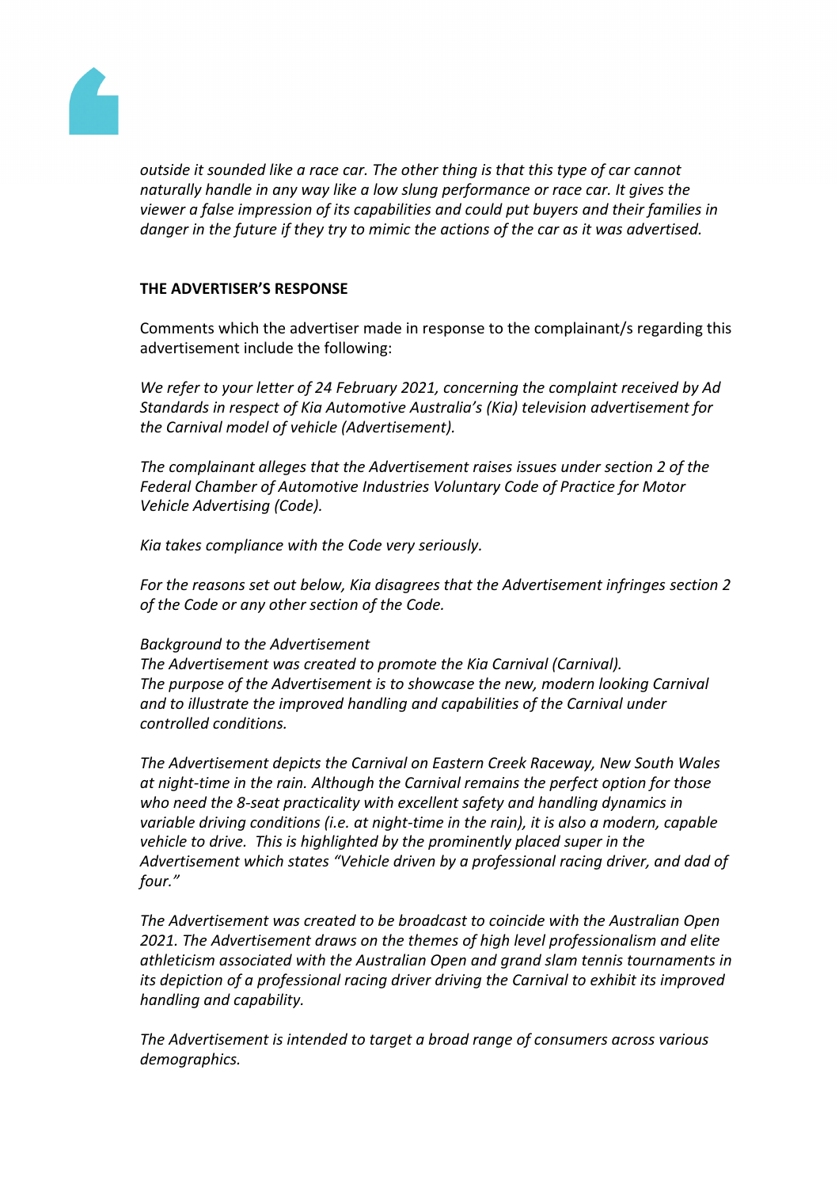*outside it sounded like a race car. The other thing is that this type of car cannot naturally handle in any way like a low slung performance or race car. It gives the viewer a false impression of its capabilities and could put buyers and their families in danger in the future if they try to mimic the actions of the car as it was advertised.*

**THE ADVERTISER'S RESPONSE**

Comments which the advertiser made in response to the complainant/s regarding this advertisement include the following:

*We refer to your letter of 24 February 2021, concerning the complaint received by Ad Standards in respect of Kia Automotive Australia's (Kia) television advertisement for the Carnival model of vehicle (Advertisement).*

*The complainant alleges that the Advertisement raises issues under section 2 of the Federal Chamber of Automotive Industries Voluntary Code of Practice for Motor Vehicle Advertising (Code).*

*Kia takes compliance with the Code very seriously.*

*For the reasons set out below, Kia disagrees that the Advertisement infringes section 2 of the Code or any other section of the Code.*

*Background to the Advertisement*
*The Advertisement was created to promote the Kia Carnival (Carnival).*
*The purpose of the Advertisement is to showcase the new, modern looking Carnival and to illustrate the improved handling and capabilities of the Carnival under controlled conditions.*

*The Advertisement depicts the Carnival on Eastern Creek Raceway, New South Wales at night-time in the rain. Although the Carnival remains the perfect option for those who need the 8-seat practicality with excellent safety and handling dynamics in variable driving conditions (i.e. at night-time in the rain), it is also a modern, capable vehicle to drive. This is highlighted by the prominently placed super in the Advertisement which states "Vehicle driven by a professional racing driver, and dad of four."*

*The Advertisement was created to be broadcast to coincide with the Australian Open 2021. The Advertisement draws on the themes of high level professionalism and elite athleticism associated with the Australian Open and grand slam tennis tournaments in its depiction of a professional racing driver driving the Carnival to exhibit its improved handling and capability.*

*The Advertisement is intended to target a broad range of consumers across various demographics.*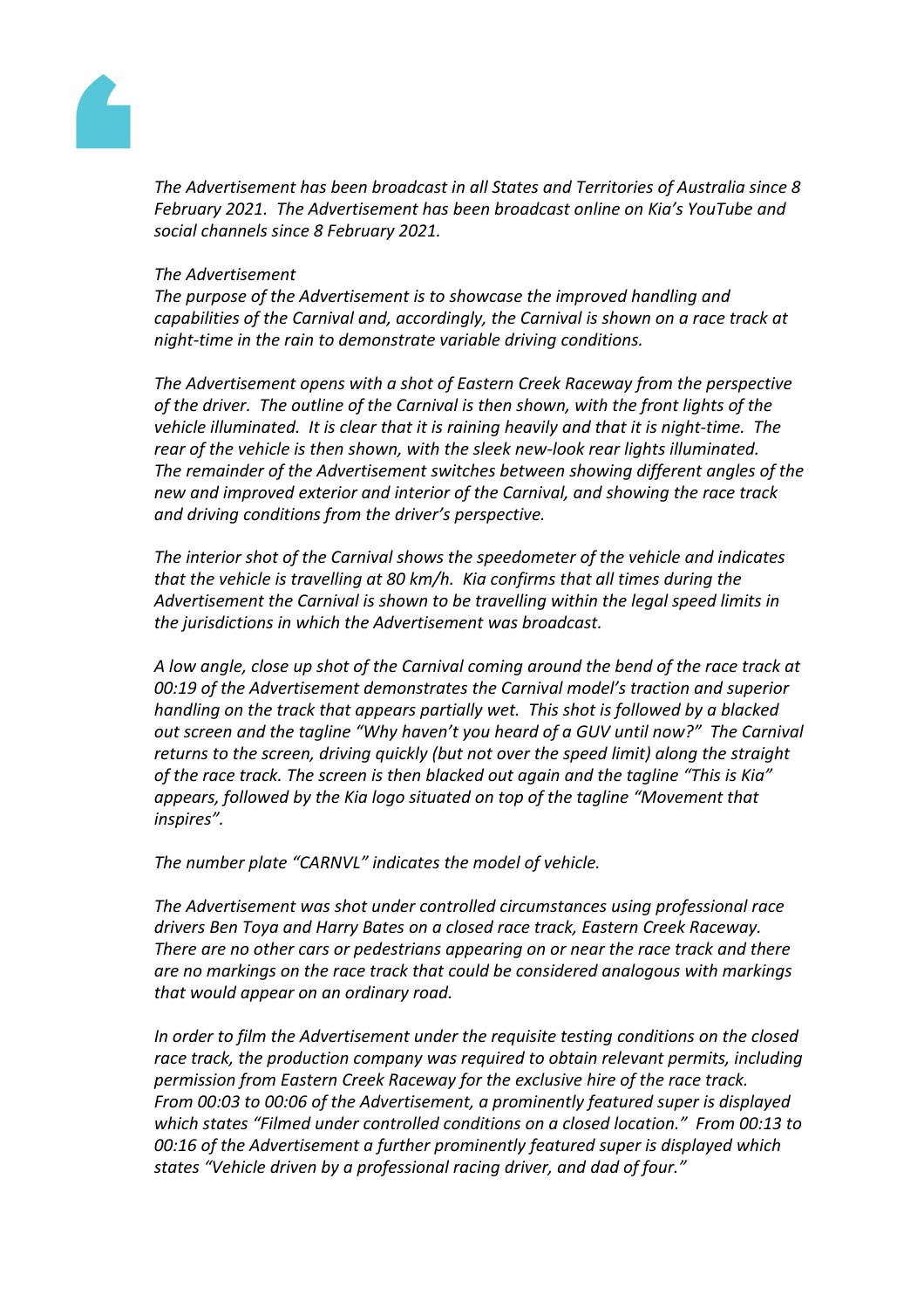*The Advertisement has been broadcast in all States and Territories of Australia since 8 February 2021. The Advertisement has been broadcast online on Kia's YouTube and social channels since 8 February 2021.*

*The Advertisement*

*The purpose of the Advertisement is to showcase the improved handling and capabilities of the Carnival and, accordingly, the Carnival is shown on a race track at night-time in the rain to demonstrate variable driving conditions.*

*The Advertisement opens with a shot of Eastern Creek Raceway from the perspective of the driver. The outline of the Carnival is then shown, with the front lights of the vehicle illuminated. It is clear that it is raining heavily and that it is night-time. The rear of the vehicle is then shown, with the sleek new-look rear lights illuminated. The remainder of the Advertisement switches between showing different angles of the new and improved exterior and interior of the Carnival, and showing the race track and driving conditions from the driver's perspective.*

*The interior shot of the Carnival shows the speedometer of the vehicle and indicates that the vehicle is travelling at 80 km/h. Kia confirms that all times during the Advertisement the Carnival is shown to be travelling within the legal speed limits in the jurisdictions in which the Advertisement was broadcast.*

*A low angle, close up shot of the Carnival coming around the bend of the race track at 00:19 of the Advertisement demonstrates the Carnival model's traction and superior handling on the track that appears partially wet. This shot is followed by a blacked out screen and the tagline "Why haven't you heard of a GUV until now?" The Carnival returns to the screen, driving quickly (but not over the speed limit) along the straight of the race track. The screen is then blacked out again and the tagline "This is Kia" appears, followed by the Kia logo situated on top of the tagline "Movement that inspires".*

*The number plate "CARNVL" indicates the model of vehicle.*

*The Advertisement was shot under controlled circumstances using professional race drivers Ben Toya and Harry Bates on a closed race track, Eastern Creek Raceway. There are no other cars or pedestrians appearing on or near the race track and there are no markings on the race track that could be considered analogous with markings that would appear on an ordinary road.*

*In order to film the Advertisement under the requisite testing conditions on the closed race track, the production company was required to obtain relevant permits, including permission from Eastern Creek Raceway for the exclusive hire of the race track. From 00:03 to 00:06 of the Advertisement, a prominently featured super is displayed which states "Filmed under controlled conditions on a closed location." From 00:13 to 00:16 of the Advertisement a further prominently featured super is displayed which states "Vehicle driven by a professional racing driver, and dad of four."*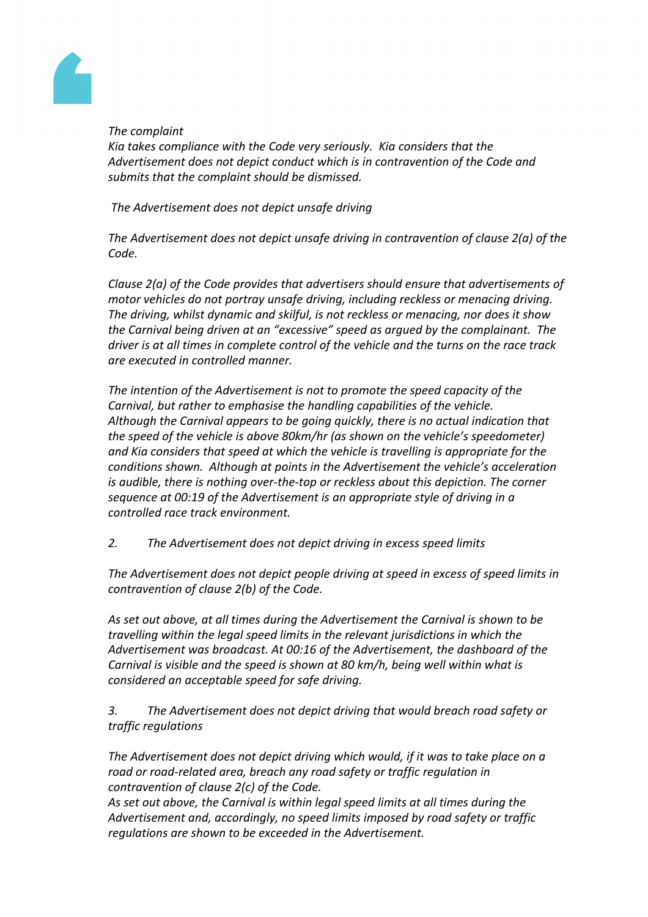*The complaint*

*Kia takes compliance with the Code very seriously. Kia considers that the Advertisement does not depict conduct which is in contravention of the Code and submits that the complaint should be dismissed.*

*The Advertisement does not depict unsafe driving*

*The Advertisement does not depict unsafe driving in contravention of clause 2(a) of the Code.*

*Clause 2(a) of the Code provides that advertisers should ensure that advertisements of motor vehicles do not portray unsafe driving, including reckless or menacing driving. The driving, whilst dynamic and skilful, is not reckless or menacing, nor does it show the Carnival being driven at an "excessive" speed as argued by the complainant. The driver is at all times in complete control of the vehicle and the turns on the race track are executed in controlled manner.*

*The intention of the Advertisement is not to promote the speed capacity of the Carnival, but rather to emphasise the handling capabilities of the vehicle. Although the Carnival appears to be going quickly, there is no actual indication that the speed of the vehicle is above 80km/hr (as shown on the vehicle's speedometer) and Kia considers that speed at which the vehicle is travelling is appropriate for the conditions shown. Although at points in the Advertisement the vehicle's acceleration is audible, there is nothing over-the-top or reckless about this depiction. The corner sequence at 00:19 of the Advertisement is an appropriate style of driving in a controlled race track environment.*

*2. The Advertisement does not depict driving in excess speed limits*

*The Advertisement does not depict people driving at speed in excess of speed limits in contravention of clause 2(b) of the Code.*

*As set out above, at all times during the Advertisement the Carnival is shown to be travelling within the legal speed limits in the relevant jurisdictions in which the Advertisement was broadcast. At 00:16 of the Advertisement, the dashboard of the Carnival is visible and the speed is shown at 80 km/h, being well within what is considered an acceptable speed for safe driving.*

*3. The Advertisement does not depict driving that would breach road safety or traffic regulations*

*The Advertisement does not depict driving which would, if it was to take place on a road or road-related area, breach any road safety or traffic regulation in contravention of clause 2(c) of the Code.*

*As set out above, the Carnival is within legal speed limits at all times during the Advertisement and, accordingly, no speed limits imposed by road safety or traffic regulations are shown to be exceeded in the Advertisement.*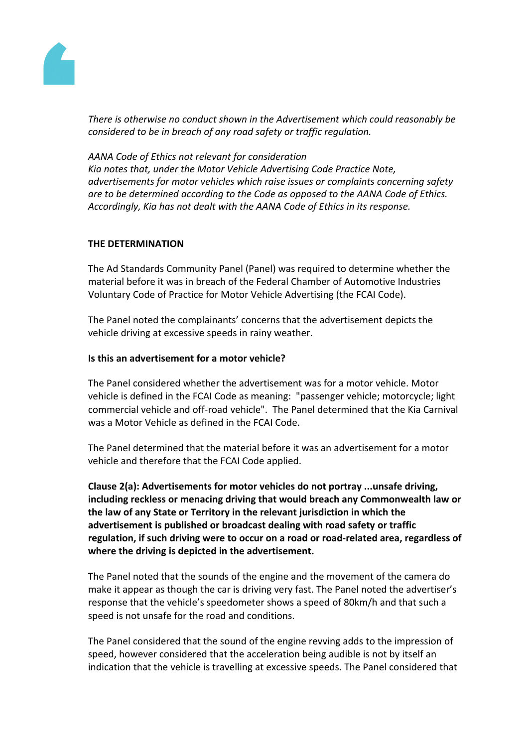*There is otherwise no conduct shown in the Advertisement which could reasonably be considered to be in breach of any road safety or traffic regulation.*

*AANA Code of Ethics not relevant for consideration*
*Kia notes that, under the Motor Vehicle Advertising Code Practice Note, advertisements for motor vehicles which raise issues or complaints concerning safety are to be determined according to the Code as opposed to the AANA Code of Ethics. Accordingly, Kia has not dealt with the AANA Code of Ethics in its response.*

**THE DETERMINATION**

The Ad Standards Community Panel (Panel) was required to determine whether the material before it was in breach of the Federal Chamber of Automotive Industries Voluntary Code of Practice for Motor Vehicle Advertising (the FCAI Code).

The Panel noted the complainants' concerns that the advertisement depicts the vehicle driving at excessive speeds in rainy weather.

**Is this an advertisement for a motor vehicle?**

The Panel considered whether the advertisement was for a motor vehicle. Motor vehicle is defined in the FCAI Code as meaning: "passenger vehicle; motorcycle; light commercial vehicle and off-road vehicle". The Panel determined that the Kia Carnival was a Motor Vehicle as defined in the FCAI Code.

The Panel determined that the material before it was an advertisement for a motor vehicle and therefore that the FCAI Code applied.

**Clause 2(a): Advertisements for motor vehicles do not portray ...unsafe driving, including reckless or menacing driving that would breach any Commonwealth law or the law of any State or Territory in the relevant jurisdiction in which the advertisement is published or broadcast dealing with road safety or traffic regulation, if such driving were to occur on a road or road-related area, regardless of where the driving is depicted in the advertisement.**

The Panel noted that the sounds of the engine and the movement of the camera do make it appear as though the car is driving very fast. The Panel noted the advertiser's response that the vehicle's speedometer shows a speed of 80km/h and that such a speed is not unsafe for the road and conditions.

The Panel considered that the sound of the engine revving adds to the impression of speed, however considered that the acceleration being audible is not by itself an indication that the vehicle is travelling at excessive speeds. The Panel considered that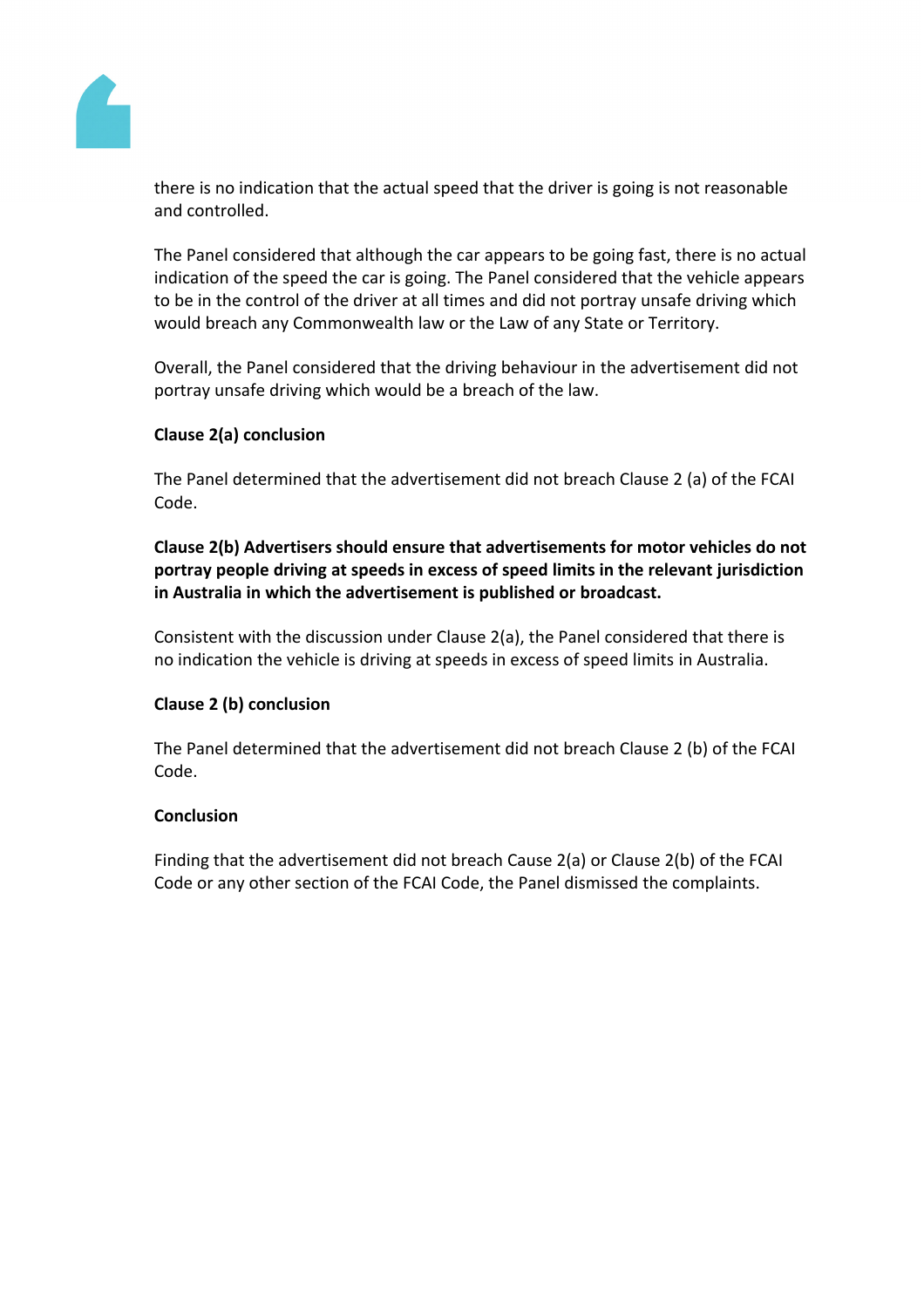there is no indication that the actual speed that the driver is going is not reasonable and controlled.

The Panel considered that although the car appears to be going fast, there is no actual indication of the speed the car is going. The Panel considered that the vehicle appears to be in the control of the driver at all times and did not portray unsafe driving which would breach any Commonwealth law or the Law of any State or Territory.

Overall, the Panel considered that the driving behaviour in the advertisement did not portray unsafe driving which would be a breach of the law.

**Clause 2(a) conclusion**

The Panel determined that the advertisement did not breach Clause 2 (a) of the FCAI Code.

**Clause 2(b) Advertisers should ensure that advertisements for motor vehicles do not portray people driving at speeds in excess of speed limits in the relevant jurisdiction in Australia in which the advertisement is published or broadcast.**

Consistent with the discussion under Clause 2(a), the Panel considered that there is no indication the vehicle is driving at speeds in excess of speed limits in Australia.

**Clause 2 (b) conclusion**

The Panel determined that the advertisement did not breach Clause 2 (b) of the FCAI Code.

**Conclusion**

Finding that the advertisement did not breach Cause 2(a) or Clause 2(b) of the FCAI Code or any other section of the FCAI Code, the Panel dismissed the complaints.